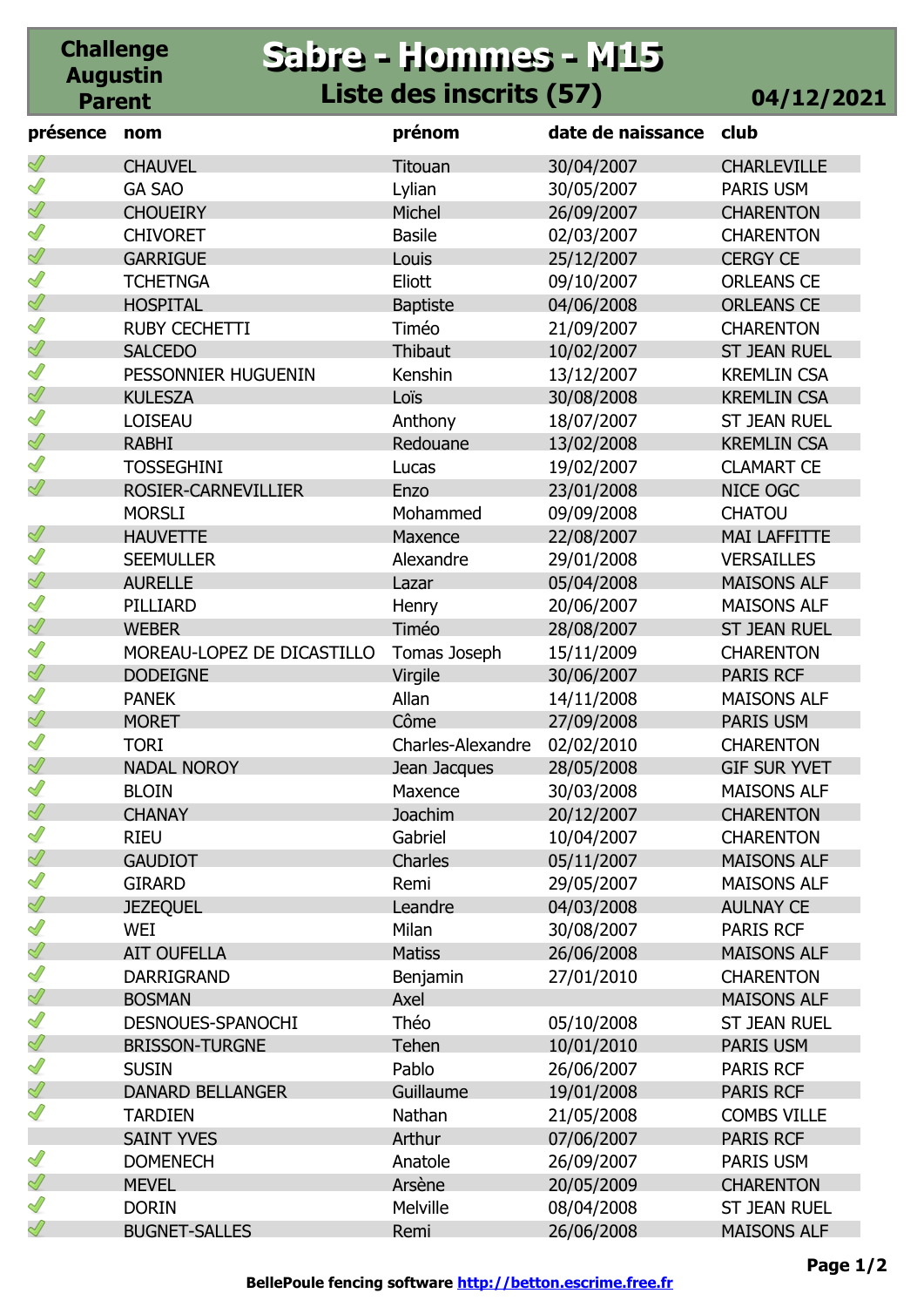**Challenge Augustin Parent**

# Sabre - Hommes - M15

## Liste des inscrits (57)

**04/12/2021**

| présence | nom | prénom | date de naissance | club |
|---|---|---|---|---|
| ✓ | CHAUVEL | Titouan | 30/04/2007 | CHARLEVILLE |
| ✓ | GA SAO | Lylian | 30/05/2007 | PARIS USM |
| ✓ | CHOUEIRY | Michel | 26/09/2007 | CHARENTON |
| ✓ | CHIVORET | Basile | 02/03/2007 | CHARENTON |
| ✓ | GARRIGUE | Louis | 25/12/2007 | CERGY CE |
| ✓ | TCHETNGA | Eliott | 09/10/2007 | ORLEANS CE |
| ✓ | HOSPITAL | Baptiste | 04/06/2008 | ORLEANS CE |
| ✓ | RUBY CECHETTI | Timéo | 21/09/2007 | CHARENTON |
| ✓ | SALCEDO | Thibaut | 10/02/2007 | ST JEAN RUEL |
| ✓ | PESSONNIER HUGUENIN | Kenshin | 13/12/2007 | KREMLIN CSA |
| ✓ | KULESZA | Loïs | 30/08/2008 | KREMLIN CSA |
| ✓ | LOISEAU | Anthony | 18/07/2007 | ST JEAN RUEL |
| ✓ | RABHI | Redouane | 13/02/2008 | KREMLIN CSA |
| ✓ | TOSSEGHINI | Lucas | 19/02/2007 | CLAMART CE |
| ✓ | ROSIER-CARNEVILLIER | Enzo | 23/01/2008 | NICE OGC |
|  | MORSLI | Mohammed | 09/09/2008 | CHATOU |
| ✓ | HAUVETTE | Maxence | 22/08/2007 | MAI LAFFITTE |
| ✓ | SEEMULLER | Alexandre | 29/01/2008 | VERSAILLES |
| ✓ | AURELLE | Lazar | 05/04/2008 | MAISONS ALF |
| ✓ | PILLIARD | Henry | 20/06/2007 | MAISONS ALF |
| ✓ | WEBER | Timéo | 28/08/2007 | ST JEAN RUEL |
| ✓ | MOREAU-LOPEZ DE DICASTILLO | Tomas Joseph | 15/11/2009 | CHARENTON |
| ✓ | DODEIGNE | Virgile | 30/06/2007 | PARIS RCF |
| ✓ | PANEK | Allan | 14/11/2008 | MAISONS ALF |
| ✓ | MORET | Côme | 27/09/2008 | PARIS USM |
| ✓ | TORI | Charles-Alexandre | 02/02/2010 | CHARENTON |
| ✓ | NADAL NOROY | Jean Jacques | 28/05/2008 | GIF SUR YVET |
| ✓ | BLOIN | Maxence | 30/03/2008 | MAISONS ALF |
| ✓ | CHANAY | Joachim | 20/12/2007 | CHARENTON |
| ✓ | RIEU | Gabriel | 10/04/2007 | CHARENTON |
| ✓ | GAUDIOT | Charles | 05/11/2007 | MAISONS ALF |
| ✓ | GIRARD | Remi | 29/05/2007 | MAISONS ALF |
| ✓ | JEZEQUEL | Leandre | 04/03/2008 | AULNAY CE |
| ✓ | WEI | Milan | 30/08/2007 | PARIS RCF |
| ✓ | AIT OUFELLA | Matiss | 26/06/2008 | MAISONS ALF |
| ✓ | DARRIGRAND | Benjamin | 27/01/2010 | CHARENTON |
| ✓ | BOSMAN | Axel |  | MAISONS ALF |
| ✓ | DESNOUES-SPANOCHI | Théo | 05/10/2008 | ST JEAN RUEL |
| ✓ | BRISSON-TURGNE | Tehen | 10/01/2010 | PARIS USM |
| ✓ | SUSIN | Pablo | 26/06/2007 | PARIS RCF |
| ✓ | DANARD BELLANGER | Guillaume | 19/01/2008 | PARIS RCF |
| ✓ | TARDIEN | Nathan | 21/05/2008 | COMBS VILLE |
|  | SAINT YVES | Arthur | 07/06/2007 | PARIS RCF |
| ✓ | DOMENECH | Anatole | 26/09/2007 | PARIS USM |
| ✓ | MEVEL | Arsène | 20/05/2009 | CHARENTON |
| ✓ | DORIN | Melville | 08/04/2008 | ST JEAN RUEL |
| ✓ | BUGNET-SALLES | Remi | 26/06/2008 | MAISONS ALF |

**BellePoule fencing software http://betton.escrime.free.fr**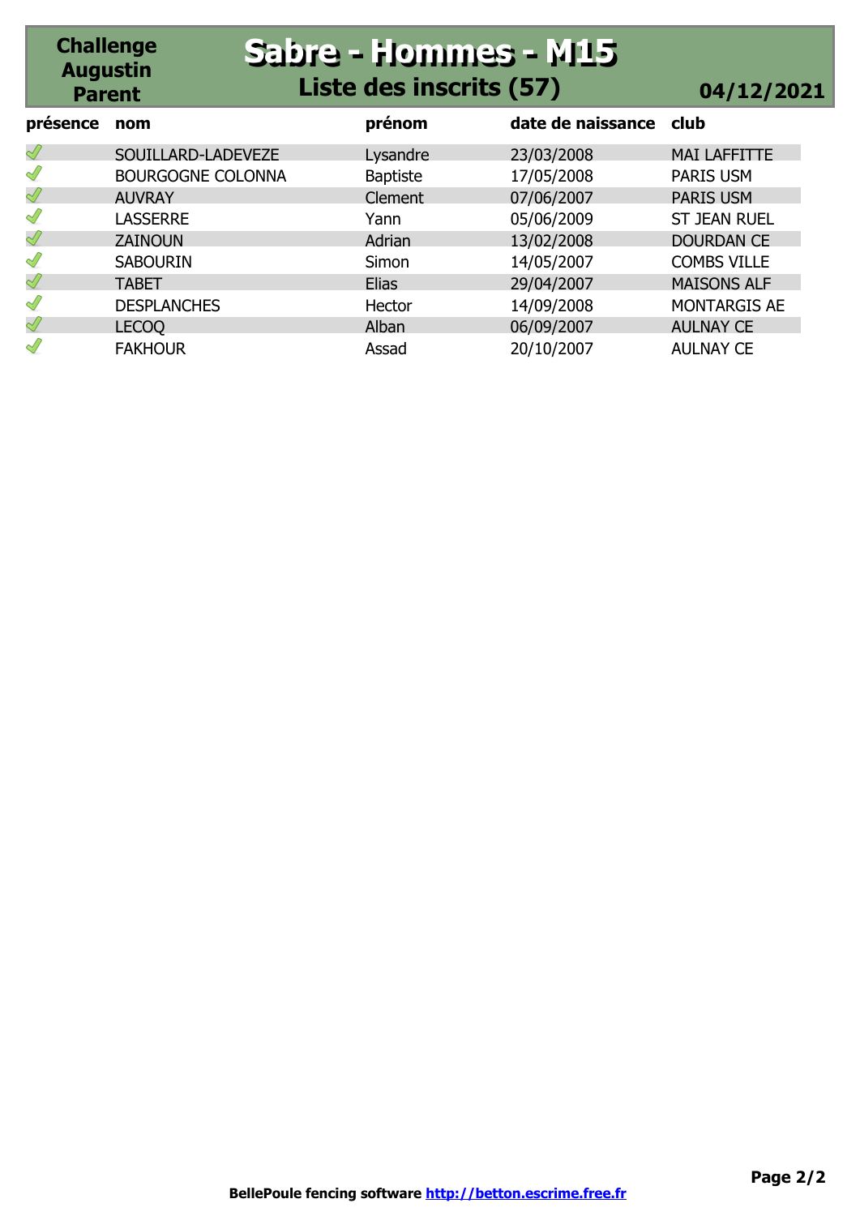# Challenge Augustin Parent

## Sabre - Hommes - M15

### Liste des inscrits (57) — 04/12/2021

| présence | nom | prénom | date de naissance | club |
|---|---|---|---|---|
| ✓ | SOUILLARD-LADEVEZE | Lysandre | 23/03/2008 | MAI LAFFITTE |
| ✓ | BOURGOGNE COLONNA | Baptiste | 17/05/2008 | PARIS USM |
| ✓ | AUVRAY | Clement | 07/06/2007 | PARIS USM |
| ✓ | LASSERRE | Yann | 05/06/2009 | ST JEAN RUEL |
| ✓ | ZAINOUN | Adrian | 13/02/2008 | DOURDAN CE |
| ✓ | SABOURIN | Simon | 14/05/2007 | COMBS VILLE |
| ✓ | TABET | Elias | 29/04/2007 | MAISONS ALF |
| ✓ | DESPLANCHES | Hector | 14/09/2008 | MONTARGIS AE |
| ✓ | LECOQ | Alban | 06/09/2007 | AULNAY CE |
| ✓ | FAKHOUR | Assad | 20/10/2007 | AULNAY CE |

BellePoule fencing software http://betton.escrime.free.fr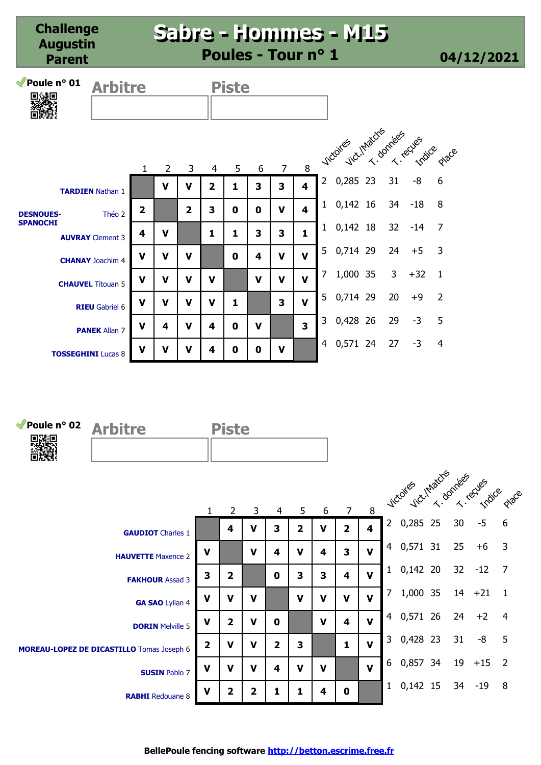# Challenge Augustin Parent

## Sabre - Hommes - M15

### Poules - Tour n° 1

04/12/2021

## Poule n° 01

| Arbitre | Piste |
|---|---|
| | |

| | 1 | 2 | 3 | 4 | 5 | 6 | 7 | 8 | Victoires | Vict./Matchs | T. données | T. reçues | Indice | Place |
|---|---|---|---|---|---|---|---|---|---|---|---|---|---|---|
| **TARDIEN** Nathan 1 | | V | V | 2 | 1 | 3 | 3 | 4 | 2 | 0,285 | 23 | 31 | -8 | 6 |
| **DESNOUES-SPANOCHI** Théo 2 | 2 | | 2 | 3 | 0 | 0 | V | 4 | 1 | 0,142 | 16 | 34 | -18 | 8 |
| **AUVRAY** Clement 3 | 4 | V | | 1 | 1 | 3 | 3 | 1 | 1 | 0,142 | 18 | 32 | -14 | 7 |
| **CHANAY** Joachim 4 | V | V | V | | 0 | 4 | V | V | 5 | 0,714 | 29 | 24 | +5 | 3 |
| **CHAUVEL** Titouan 5 | V | V | V | V | | V | V | V | 7 | 1,000 | 35 | 3 | +32 | 1 |
| **RIEU** Gabriel 6 | V | V | V | V | 1 | | 3 | V | 5 | 0,714 | 29 | 20 | +9 | 2 |
| **PANEK** Allan 7 | V | 4 | V | 4 | 0 | V | | 3 | 3 | 0,428 | 26 | 29 | -3 | 5 |
| **TOSSEGHINI** Lucas 8 | V | V | V | 4 | 0 | 0 | V | | 4 | 0,571 | 24 | 27 | -3 | 4 |

## Poule n° 02

| Arbitre | Piste |
|---|---|
| | |

| | 1 | 2 | 3 | 4 | 5 | 6 | 7 | 8 | Victoires | Vict./Matchs | T. données | T. reçues | Indice | Place |
|---|---|---|---|---|---|---|---|---|---|---|---|---|---|---|
| **GAUDIOT** Charles 1 | | 4 | V | 3 | 2 | V | 2 | 4 | 2 | 0,285 | 25 | 30 | -5 | 6 |
| **HAUVETTE** Maxence 2 | V | | V | 4 | V | 4 | 3 | V | 4 | 0,571 | 31 | 25 | +6 | 3 |
| **FAKHOUR** Assad 3 | 3 | 2 | | 0 | 3 | 3 | 4 | V | 1 | 0,142 | 20 | 32 | -12 | 7 |
| **GA SAO** Lylian 4 | V | V | V | | V | V | V | V | 7 | 1,000 | 35 | 14 | +21 | 1 |
| **DORIN** Melville 5 | V | 2 | V | 0 | | V | 4 | V | 4 | 0,571 | 26 | 24 | +2 | 4 |
| **MOREAU-LOPEZ DE DICASTILLO** Tomas Joseph 6 | 2 | V | V | 2 | 3 | | 1 | V | 3 | 0,428 | 23 | 31 | -8 | 5 |
| **SUSIN** Pablo 7 | V | V | V | 4 | V | V | | V | 6 | 0,857 | 34 | 19 | +15 | 2 |
| **RABHI** Redouane 8 | V | 2 | 2 | 1 | 1 | 4 | 0 | | 1 | 0,142 | 15 | 34 | -19 | 8 |

BellePoule fencing software http://betton.escrime.free.fr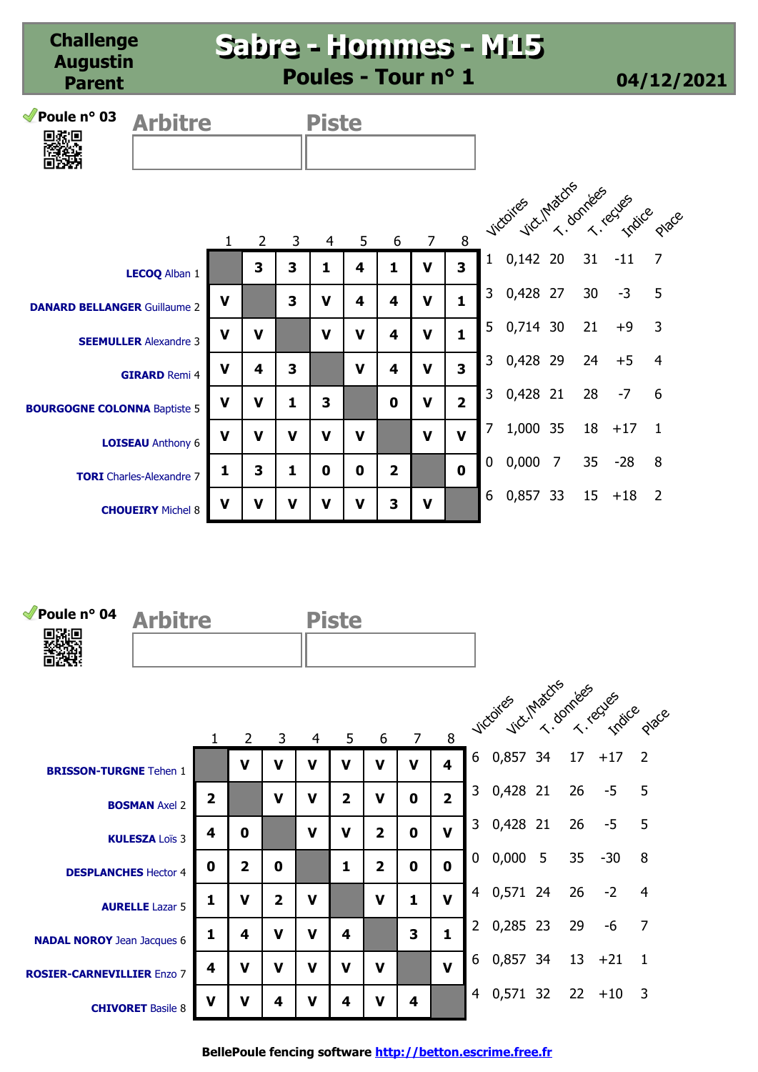# Challenge Augustin Parent

## Sabre - Hommes - M15

### Poules - Tour n° 1

04/12/2021

## Poule n° 03

Arbitre | Piste

| | 1 | 2 | 3 | 4 | 5 | 6 | 7 | 8 | Victoires | Vict./Matchs | T. données | T. reçues | Indice | Place |
|---|---|---|---|---|---|---|---|---|---|---|---|---|---|---|
| **LECOQ** Alban 1 | | 3 | 3 | 1 | 4 | 1 | V | 3 | 1 | 0,142 | 20 | 31 | -11 | 7 |
| **DANARD BELLANGER** Guillaume 2 | V | | 3 | V | 4 | 4 | V | 1 | 3 | 0,428 | 27 | 30 | -3 | 5 |
| **SEEMULLER** Alexandre 3 | V | V | | V | V | 4 | V | 1 | 5 | 0,714 | 30 | 21 | +9 | 3 |
| **GIRARD** Remi 4 | V | 4 | 3 | | V | 4 | V | 3 | 3 | 0,428 | 29 | 24 | +5 | 4 |
| **BOURGOGNE COLONNA** Baptiste 5 | V | V | 1 | 3 | | 0 | V | 2 | 3 | 0,428 | 21 | 28 | -7 | 6 |
| **LOISEAU** Anthony 6 | V | V | V | V | V | | V | V | 7 | 1,000 | 35 | 18 | +17 | 1 |
| **TORI** Charles-Alexandre 7 | 1 | 3 | 1 | 0 | 0 | 2 | | 0 | 0 | 0,000 | 7 | 35 | -28 | 8 |
| **CHOUEIRY** Michel 8 | V | V | V | V | V | 3 | V | | 6 | 0,857 | 33 | 15 | +18 | 2 |

## Poule n° 04

Arbitre | Piste

| | 1 | 2 | 3 | 4 | 5 | 6 | 7 | 8 | Victoires | Vict./Matchs | T. données | T. reçues | Indice | Place |
|---|---|---|---|---|---|---|---|---|---|---|---|---|---|---|
| **BRISSON-TURGNE** Tehen 1 | | V | V | V | V | V | V | 4 | 6 | 0,857 | 34 | 17 | +17 | 2 |
| **BOSMAN** Axel 2 | 2 | | V | V | 2 | V | 0 | 2 | 3 | 0,428 | 21 | 26 | -5 | 5 |
| **KULESZA** Loïs 3 | 4 | 0 | | V | V | 2 | 0 | V | 3 | 0,428 | 21 | 26 | -5 | 5 |
| **DESPLANCHES** Hector 4 | 0 | 2 | 0 | | 1 | 2 | 0 | 0 | 0 | 0,000 | 5 | 35 | -30 | 8 |
| **AURELLE** Lazar 5 | 1 | V | 2 | V | | V | 1 | V | 4 | 0,571 | 24 | 26 | -2 | 4 |
| **NADAL NOROY** Jean Jacques 6 | 1 | 4 | V | V | 4 | | 3 | 1 | 2 | 0,285 | 23 | 29 | -6 | 7 |
| **ROSIER-CARNEVILLIER** Enzo 7 | 4 | V | V | V | V | V | | V | 6 | 0,857 | 34 | 13 | +21 | 1 |
| **CHIVORET** Basile 8 | V | V | 4 | V | 4 | V | 4 | | 4 | 0,571 | 32 | 22 | +10 | 3 |

BellePoule fencing software http://betton.escrime.free.fr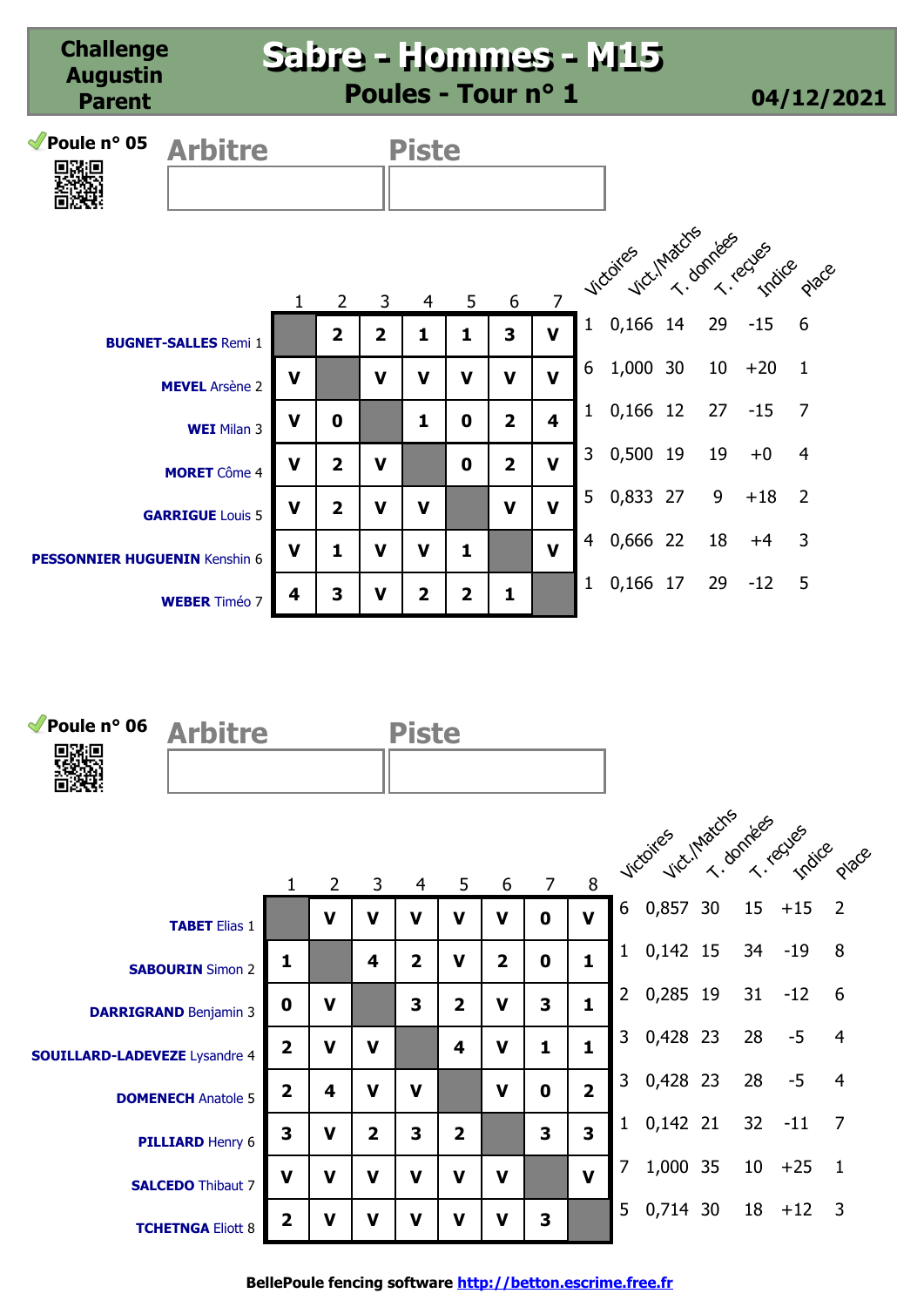# Challenge Augustin Parent

## Sabre - Hommes - M15

### Poules - Tour n° 1

**04/12/2021**

## Poule n° 05

Arbitre | Piste

| | 1 | 2 | 3 | 4 | 5 | 6 | 7 | Victoires | Vict./Matchs | T. données | T. reçues | Indice | Place |
|---|---|---|---|---|---|---|---|---|---|---|---|---|---|
| **BUGNET-SALLES** Remi 1 | | 2 | 2 | 1 | 1 | 3 | V | 1 | 0,166 | 14 | 29 | -15 | 6 |
| **MEVEL** Arsène 2 | V | | V | V | V | V | V | 6 | 1,000 | 30 | 10 | +20 | 1 |
| **WEI** Milan 3 | V | 0 | | 1 | 0 | 2 | 4 | 1 | 0,166 | 12 | 27 | -15 | 7 |
| **MORET** Côme 4 | V | 2 | V | | 0 | 2 | V | 3 | 0,500 | 19 | 19 | +0 | 4 |
| **GARRIGUE** Louis 5 | V | 2 | V | V | | V | V | 5 | 0,833 | 27 | 9 | +18 | 2 |
| **PESSONNIER HUGUENIN** Kenshin 6 | V | 1 | V | V | 1 | | V | 4 | 0,666 | 22 | 18 | +4 | 3 |
| **WEBER** Timéo 7 | 4 | 3 | V | 2 | 2 | 1 | | 1 | 0,166 | 17 | 29 | -12 | 5 |

## Poule n° 06

Arbitre | Piste

| | 1 | 2 | 3 | 4 | 5 | 6 | 7 | 8 | Victoires | Vict./Matchs | T. données | T. reçues | Indice | Place |
|---|---|---|---|---|---|---|---|---|---|---|---|---|---|---|
| **TABET** Elias 1 | | V | V | V | V | V | 0 | V | 6 | 0,857 | 30 | 15 | +15 | 2 |
| **SABOURIN** Simon 2 | 1 | | 4 | 2 | V | 2 | 0 | 1 | 1 | 0,142 | 15 | 34 | -19 | 8 |
| **DARRIGRAND** Benjamin 3 | 0 | V | | 3 | 2 | V | 3 | 1 | 2 | 0,285 | 19 | 31 | -12 | 6 |
| **SOUILLARD-LADEVEZE** Lysandre 4 | 2 | V | V | | 4 | V | 1 | 1 | 3 | 0,428 | 23 | 28 | -5 | 4 |
| **DOMENECH** Anatole 5 | 2 | 4 | V | V | | V | 0 | 2 | 3 | 0,428 | 23 | 28 | -5 | 4 |
| **PILLIARD** Henry 6 | 3 | V | 2 | 3 | 2 | | 3 | 3 | 1 | 0,142 | 21 | 32 | -11 | 7 |
| **SALCEDO** Thibaut 7 | V | V | V | V | V | V | | V | 7 | 1,000 | 35 | 10 | +25 | 1 |
| **TCHETNGA** Eliott 8 | 2 | V | V | V | V | V | 3 | | 5 | 0,714 | 30 | 18 | +12 | 3 |

BellePoule fencing software http://betton.escrime.free.fr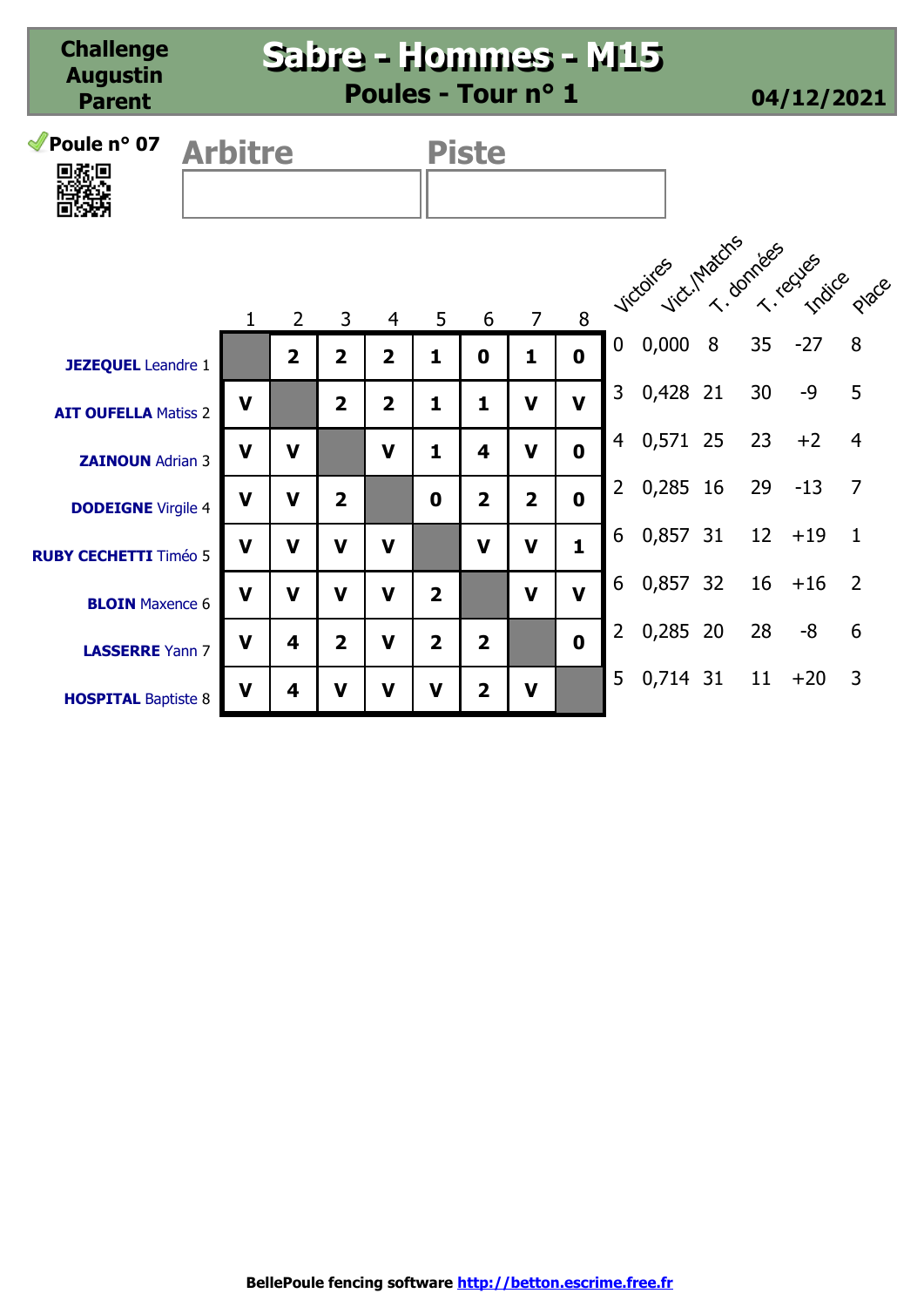**Challenge Augustin Parent**

# Sabre - Hommes - M15

## Poules - Tour n° 1

**04/12/2021**

**Poule n° 07**

Arbitre

Piste

| | 1 | 2 | 3 | 4 | 5 | 6 | 7 | 8 | Victoires | Vict./Matchs | T. données | T. reçues | Indice | Place |
|---|---|---|---|---|---|---|---|---|---|---|---|---|---|---|
| **JEZEQUEL** Leandre 1 | | 2 | 2 | 2 | 1 | 0 | 1 | 0 | 0 | 0,000 | 8 | 35 | -27 | 8 |
| **AIT OUFELLA** Matiss 2 | V | | 2 | 2 | 1 | 1 | V | V | 3 | 0,428 | 21 | 30 | -9 | 5 |
| **ZAINOUN** Adrian 3 | V | V | | V | 1 | 4 | V | 0 | 4 | 0,571 | 25 | 23 | +2 | 4 |
| **DODEIGNE** Virgile 4 | V | V | 2 | | 0 | 2 | 2 | 0 | 2 | 0,285 | 16 | 29 | -13 | 7 |
| **RUBY CECHETTI** Timéo 5 | V | V | V | V | | V | V | 1 | 6 | 0,857 | 31 | 12 | +19 | 1 |
| **BLOIN** Maxence 6 | V | V | V | V | 2 | | V | V | 6 | 0,857 | 32 | 16 | +16 | 2 |
| **LASSERRE** Yann 7 | V | 4 | 2 | V | 2 | 2 | | 0 | 2 | 0,285 | 20 | 28 | -8 | 6 |
| **HOSPITAL** Baptiste 8 | V | 4 | V | V | V | 2 | V | | 5 | 0,714 | 31 | 11 | +20 | 3 |

**BellePoule fencing software** http://betton.escrime.free.fr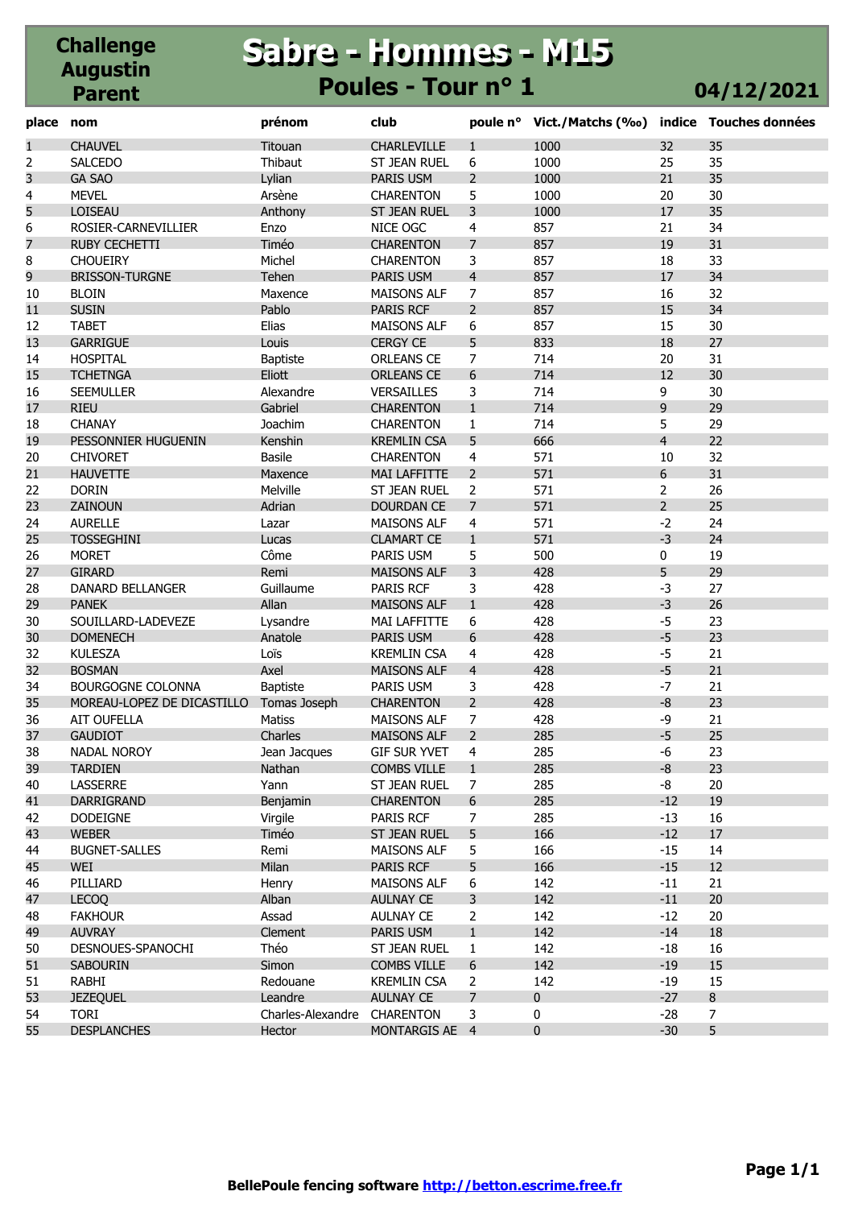# Challenge Augustin Parent

## Sabre - Hommes - M15

### Poules - Tour n° 1

**04/12/2021**

| place | nom | prénom | club | poule n° | Vict./Matchs (‰) | indice | Touches données |
|---|---|---|---|---|---|---|---|
| 1 | CHAUVEL | Titouan | CHARLEVILLE | 1 | 1000 | 32 | 35 |
| 2 | SALCEDO | Thibaut | ST JEAN RUEL | 6 | 1000 | 25 | 35 |
| 3 | GA SAO | Lylian | PARIS USM | 2 | 1000 | 21 | 35 |
| 4 | MEVEL | Arsène | CHARENTON | 5 | 1000 | 20 | 30 |
| 5 | LOISEAU | Anthony | ST JEAN RUEL | 3 | 1000 | 17 | 35 |
| 6 | ROSIER-CARNEVILLIER | Enzo | NICE OGC | 4 | 857 | 21 | 34 |
| 7 | RUBY CECHETTI | Timéo | CHARENTON | 7 | 857 | 19 | 31 |
| 8 | CHOUEIRY | Michel | CHARENTON | 3 | 857 | 18 | 33 |
| 9 | BRISSON-TURGNE | Tehen | PARIS USM | 4 | 857 | 17 | 34 |
| 10 | BLOIN | Maxence | MAISONS ALF | 7 | 857 | 16 | 32 |
| 11 | SUSIN | Pablo | PARIS RCF | 2 | 857 | 15 | 34 |
| 12 | TABET | Elias | MAISONS ALF | 6 | 857 | 15 | 30 |
| 13 | GARRIGUE | Louis | CERGY CE | 5 | 833 | 18 | 27 |
| 14 | HOSPITAL | Baptiste | ORLEANS CE | 7 | 714 | 20 | 31 |
| 15 | TCHETNGA | Eliott | ORLEANS CE | 6 | 714 | 12 | 30 |
| 16 | SEEMULLER | Alexandre | VERSAILLES | 3 | 714 | 9 | 30 |
| 17 | RIEU | Gabriel | CHARENTON | 1 | 714 | 9 | 29 |
| 18 | CHANAY | Joachim | CHARENTON | 1 | 714 | 5 | 29 |
| 19 | PESSONNIER HUGUENIN | Kenshin | KREMLIN CSA | 5 | 666 | 4 | 22 |
| 20 | CHIVORET | Basile | CHARENTON | 4 | 571 | 10 | 32 |
| 21 | HAUVETTE | Maxence | MAI LAFFITTE | 2 | 571 | 6 | 31 |
| 22 | DORIN | Melville | ST JEAN RUEL | 2 | 571 | 2 | 26 |
| 23 | ZAINOUN | Adrian | DOURDAN CE | 7 | 571 | 2 | 25 |
| 24 | AURELLE | Lazar | MAISONS ALF | 4 | 571 | -2 | 24 |
| 25 | TOSSEGHINI | Lucas | CLAMART CE | 1 | 571 | -3 | 24 |
| 26 | MORET | Côme | PARIS USM | 5 | 500 | 0 | 19 |
| 27 | GIRARD | Remi | MAISONS ALF | 3 | 428 | 5 | 29 |
| 28 | DANARD BELLANGER | Guillaume | PARIS RCF | 3 | 428 | -3 | 27 |
| 29 | PANEK | Allan | MAISONS ALF | 1 | 428 | -3 | 26 |
| 30 | SOUILLARD-LADEVEZE | Lysandre | MAI LAFFITTE | 6 | 428 | -5 | 23 |
| 30 | DOMENECH | Anatole | PARIS USM | 6 | 428 | -5 | 23 |
| 32 | KULESZA | Loïs | KREMLIN CSA | 4 | 428 | -5 | 21 |
| 32 | BOSMAN | Axel | MAISONS ALF | 4 | 428 | -5 | 21 |
| 34 | BOURGOGNE COLONNA | Baptiste | PARIS USM | 3 | 428 | -7 | 21 |
| 35 | MOREAU-LOPEZ DE DICASTILLO | Tomas Joseph | CHARENTON | 2 | 428 | -8 | 23 |
| 36 | AIT OUFELLA | Matiss | MAISONS ALF | 7 | 428 | -9 | 21 |
| 37 | GAUDIOT | Charles | MAISONS ALF | 2 | 285 | -5 | 25 |
| 38 | NADAL NOROY | Jean Jacques | GIF SUR YVET | 4 | 285 | -6 | 23 |
| 39 | TARDIEN | Nathan | COMBS VILLE | 1 | 285 | -8 | 23 |
| 40 | LASSERRE | Yann | ST JEAN RUEL | 7 | 285 | -8 | 20 |
| 41 | DARRIGRAND | Benjamin | CHARENTON | 6 | 285 | -12 | 19 |
| 42 | DODEIGNE | Virgile | PARIS RCF | 7 | 285 | -13 | 16 |
| 43 | WEBER | Timéo | ST JEAN RUEL | 5 | 166 | -12 | 17 |
| 44 | BUGNET-SALLES | Remi | MAISONS ALF | 5 | 166 | -15 | 14 |
| 45 | WEI | Milan | PARIS RCF | 5 | 166 | -15 | 12 |
| 46 | PILLIARD | Henry | MAISONS ALF | 6 | 142 | -11 | 21 |
| 47 | LECOQ | Alban | AULNAY CE | 3 | 142 | -11 | 20 |
| 48 | FAKHOUR | Assad | AULNAY CE | 2 | 142 | -12 | 20 |
| 49 | AUVRAY | Clement | PARIS USM | 1 | 142 | -14 | 18 |
| 50 | DESNOUES-SPANOCHI | Théo | ST JEAN RUEL | 1 | 142 | -18 | 16 |
| 51 | SABOURIN | Simon | COMBS VILLE | 6 | 142 | -19 | 15 |
| 51 | RABHI | Redouane | KREMLIN CSA | 2 | 142 | -19 | 15 |
| 53 | JEZEQUEL | Leandre | AULNAY CE | 7 | 0 | -27 | 8 |
| 54 | TORI | Charles-Alexandre | CHARENTON | 3 | 0 | -28 | 7 |
| 55 | DESPLANCHES | Hector | MONTARGIS AE | 4 | 0 | -30 | 5 |

**BellePoule fencing software http://betton.escrime.free.fr**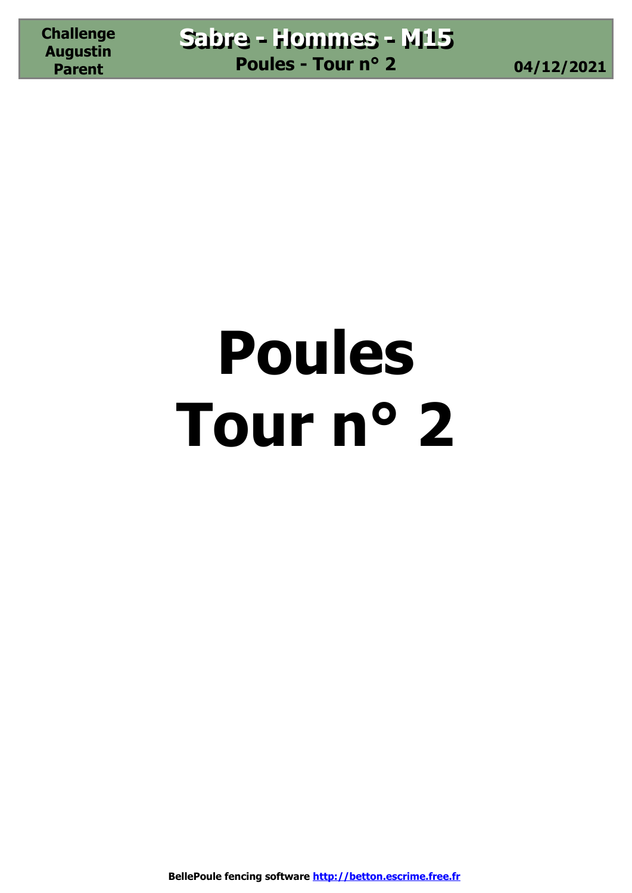# Poules
# Tour n° 2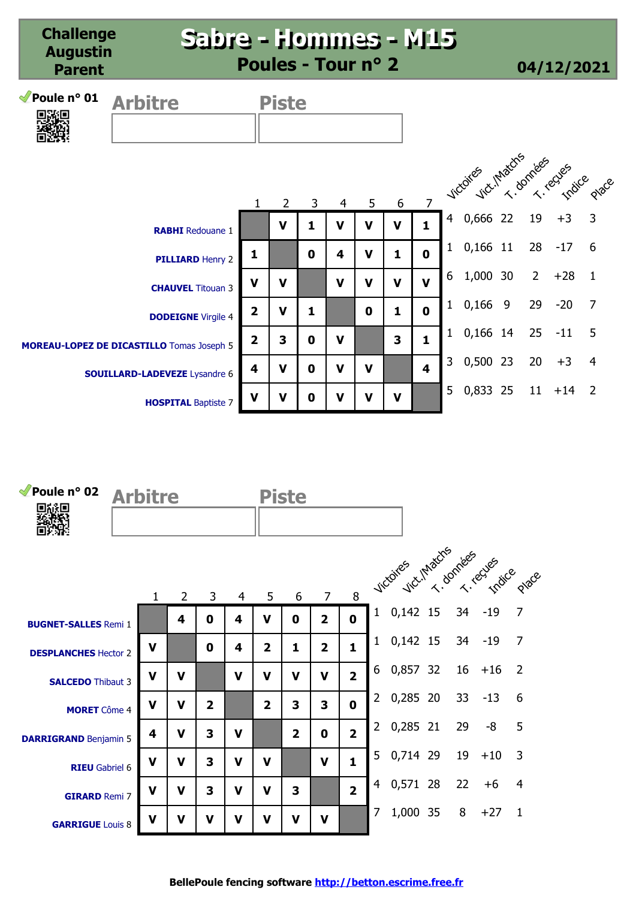# Challenge Augustin Parent

## Sabre - Hommes - M15

### Poules - Tour n° 2

04/12/2021

### Poule n° 01

Arbitre | Piste

| | 1 | 2 | 3 | 4 | 5 | 6 | 7 | Victoires | Vict./Matchs | T. données | T. reçues | Indice | Place |
|---|---|---|---|---|---|---|---|---|---|---|---|---|---|
| **RABHI** Redouane 1 | | V | 1 | V | V | V | 1 | 4 | 0,666 | 22 | 19 | +3 | 3 |
| **PILLIARD** Henry 2 | 1 | | 0 | 4 | V | 1 | 0 | 1 | 0,166 | 11 | 28 | -17 | 6 |
| **CHAUVEL** Titouan 3 | V | V | | V | V | V | V | 6 | 1,000 | 30 | 2 | +28 | 1 |
| **DODEIGNE** Virgile 4 | 2 | V | 1 | | 0 | 1 | 0 | 1 | 0,166 | 9 | 29 | -20 | 7 |
| **MOREAU-LOPEZ DE DICASTILLO** Tomas Joseph 5 | 2 | 3 | 0 | V | | 3 | 1 | 1 | 0,166 | 14 | 25 | -11 | 5 |
| **SOUILLARD-LADEVEZE** Lysandre 6 | 4 | V | 0 | V | V | | 4 | 3 | 0,500 | 23 | 20 | +3 | 4 |
| **HOSPITAL** Baptiste 7 | V | V | 0 | V | V | V | | 5 | 0,833 | 25 | 11 | +14 | 2 |

### Poule n° 02

Arbitre | Piste

| | 1 | 2 | 3 | 4 | 5 | 6 | 7 | 8 | Victoires | Vict./Matchs | T. données | T. reçues | Indice | Place |
|---|---|---|---|---|---|---|---|---|---|---|---|---|---|---|
| **BUGNET-SALLES** Remi 1 | | 4 | 0 | 4 | V | 0 | 2 | 0 | 1 | 0,142 | 15 | 34 | -19 | 7 |
| **DESPLANCHES** Hector 2 | V | | 0 | 4 | 2 | 1 | 2 | 1 | 1 | 0,142 | 15 | 34 | -19 | 7 |
| **SALCEDO** Thibaut 3 | V | V | | V | V | V | V | 2 | 6 | 0,857 | 32 | 16 | +16 | 2 |
| **MORET** Côme 4 | V | V | 2 | | 2 | 3 | 3 | 0 | 2 | 0,285 | 20 | 33 | -13 | 6 |
| **DARRIGRAND** Benjamin 5 | 4 | V | 3 | V | | 2 | 0 | 2 | 2 | 0,285 | 21 | 29 | -8 | 5 |
| **RIEU** Gabriel 6 | V | V | 3 | V | V | | V | 1 | 5 | 0,714 | 29 | 19 | +10 | 3 |
| **GIRARD** Remi 7 | V | V | 3 | V | V | 3 | | 2 | 4 | 0,571 | 28 | 22 | +6 | 4 |
| **GARRIGUE** Louis 8 | V | V | V | V | V | V | V | | 7 | 1,000 | 35 | 8 | +27 | 1 |

BellePoule fencing software http://betton.escrime.free.fr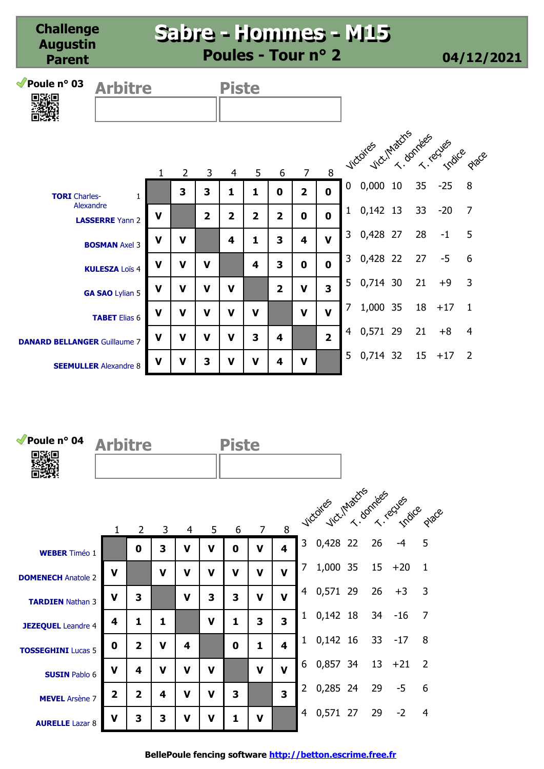# Challenge Augustin Parent

## Sabre - Hommes - M15

### Poules - Tour n° 2

04/12/2021

### Poule n° 03

Arbitre | Piste

| | | 1 | 2 | 3 | 4 | 5 | 6 | 7 | 8 | Victoires | Vict./Matchs | T. données | T. reçues | Indice | Place |
|---|---|---|---|---|---|---|---|---|---|---|---|---|---|---|---|
| **TORI** Charles-Alexandre | 1 | | 3 | 3 | 1 | 1 | 0 | 2 | 0 | 0 | 0,000 | 10 | 35 | -25 | 8 |
| **LASSERRE** Yann | 2 | V | | 2 | 2 | 2 | 2 | 0 | 0 | 1 | 0,142 | 13 | 33 | -20 | 7 |
| **BOSMAN** Axel | 3 | V | V | | 4 | 1 | 3 | 4 | V | 3 | 0,428 | 27 | 28 | -1 | 5 |
| **KULESZA** Loïs | 4 | V | V | V | | 4 | 3 | 0 | 0 | 3 | 0,428 | 22 | 27 | -5 | 6 |
| **GA SAO** Lylian | 5 | V | V | V | V | | 2 | V | 3 | 5 | 0,714 | 30 | 21 | +9 | 3 |
| **TABET** Elias | 6 | V | V | V | V | V | | V | V | 7 | 1,000 | 35 | 18 | +17 | 1 |
| **DANARD BELLANGER** Guillaume | 7 | V | V | V | V | 3 | 4 | | 2 | 4 | 0,571 | 29 | 21 | +8 | 4 |
| **SEEMULLER** Alexandre | 8 | V | V | 3 | V | V | 4 | V | | 5 | 0,714 | 32 | 15 | +17 | 2 |

### Poule n° 04

Arbitre | Piste

| | | 1 | 2 | 3 | 4 | 5 | 6 | 7 | 8 | Victoires | Vict./Matchs | T. données | T. reçues | Indice | Place |
|---|---|---|---|---|---|---|---|---|---|---|---|---|---|---|---|
| **WEBER** Timéo | 1 | | 0 | 3 | V | V | 0 | V | 4 | 3 | 0,428 | 22 | 26 | -4 | 5 |
| **DOMENECH** Anatole | 2 | V | | V | V | V | V | V | V | 7 | 1,000 | 35 | 15 | +20 | 1 |
| **TARDIEN** Nathan | 3 | V | 3 | | V | 3 | 3 | V | V | 4 | 0,571 | 29 | 26 | +3 | 3 |
| **JEZEQUEL** Leandre | 4 | 4 | 1 | 1 | | V | 1 | 3 | 3 | 1 | 0,142 | 18 | 34 | -16 | 7 |
| **TOSSEGHINI** Lucas | 5 | 0 | 2 | V | 4 | | 0 | 1 | 4 | 1 | 0,142 | 16 | 33 | -17 | 8 |
| **SUSIN** Pablo | 6 | V | 4 | V | V | V | | V | V | 6 | 0,857 | 34 | 13 | +21 | 2 |
| **MEVEL** Arsène | 7 | 2 | 2 | 4 | V | V | 3 | | 3 | 2 | 0,285 | 24 | 29 | -5 | 6 |
| **AURELLE** Lazar | 8 | V | 3 | 3 | V | V | 1 | V | | 4 | 0,571 | 27 | 29 | -2 | 4 |

BellePoule fencing software http://betton.escrime.free.fr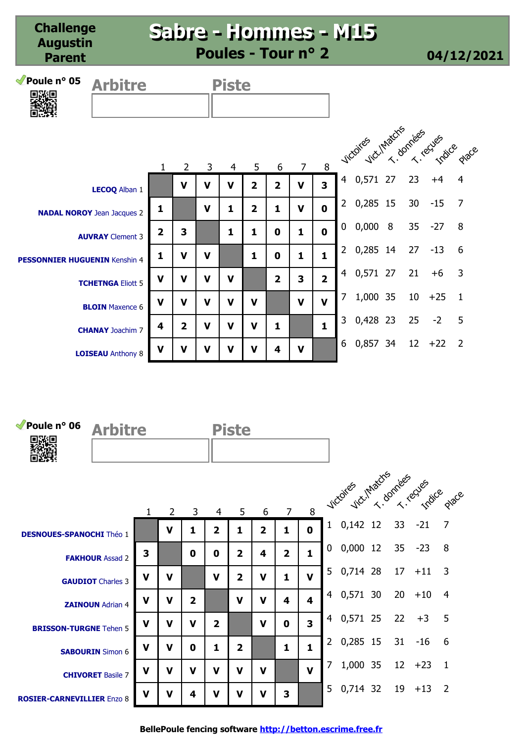# Challenge Augustin Parent

## Sabre - Hommes - M15

### Poules - Tour n° 2

04/12/2021

### Poule n° 05

Arbitre | Piste

| | 1 | 2 | 3 | 4 | 5 | 6 | 7 | 8 | Victoires | Vict./Matchs | T. données | T. reçues | Indice | Place |
|---|---|---|---|---|---|---|---|---|---|---|---|---|---|---|
| **LECOQ** Alban 1 | | V | V | V | 2 | 2 | V | 3 | 4 | 0,571 | 27 | 23 | +4 | 4 |
| **NADAL NOROY** Jean Jacques 2 | 1 | | V | 1 | 2 | 1 | V | 0 | 2 | 0,285 | 15 | 30 | -15 | 7 |
| **AUVRAY** Clement 3 | 2 | 3 | | 1 | 1 | 0 | 1 | 0 | 0 | 0,000 | 8 | 35 | -27 | 8 |
| **PESSONNIER HUGUENIN** Kenshin 4 | 1 | V | V | | 1 | 0 | 1 | 1 | 2 | 0,285 | 14 | 27 | -13 | 6 |
| **TCHETNGA** Eliott 5 | V | V | V | V | | 2 | 3 | 2 | 4 | 0,571 | 27 | 21 | +6 | 3 |
| **BLOIN** Maxence 6 | V | V | V | V | V | | V | V | 7 | 1,000 | 35 | 10 | +25 | 1 |
| **CHANAY** Joachim 7 | 4 | 2 | V | V | V | 1 | | 1 | 3 | 0,428 | 23 | 25 | -2 | 5 |
| **LOISEAU** Anthony 8 | V | V | V | V | V | 4 | V | | 6 | 0,857 | 34 | 12 | +22 | 2 |

### Poule n° 06

Arbitre | Piste

| | 1 | 2 | 3 | 4 | 5 | 6 | 7 | 8 | Victoires | Vict./Matchs | T. données | T. reçues | Indice | Place |
|---|---|---|---|---|---|---|---|---|---|---|---|---|---|---|
| **DESNOUES-SPANOCHI** Théo 1 | | V | 1 | 2 | 1 | 2 | 1 | 0 | 1 | 0,142 | 12 | 33 | -21 | 7 |
| **FAKHOUR** Assad 2 | 3 | | 0 | 0 | 2 | 4 | 2 | 1 | 0 | 0,000 | 12 | 35 | -23 | 8 |
| **GAUDIOT** Charles 3 | V | V | | V | 2 | V | 1 | V | 5 | 0,714 | 28 | 17 | +11 | 3 |
| **ZAINOUN** Adrian 4 | V | V | 2 | | V | V | 4 | 4 | 4 | 0,571 | 30 | 20 | +10 | 4 |
| **BRISSON-TURGNE** Tehen 5 | V | V | V | 2 | | V | 0 | 3 | 4 | 0,571 | 25 | 22 | +3 | 5 |
| **SABOURIN** Simon 6 | V | V | 0 | 1 | 2 | | 1 | 1 | 2 | 0,285 | 15 | 31 | -16 | 6 |
| **CHIVORET** Basile 7 | V | V | V | V | V | V | | V | 7 | 1,000 | 35 | 12 | +23 | 1 |
| **ROSIER-CARNEVILLIER** Enzo 8 | V | V | 4 | V | V | V | 3 | | 5 | 0,714 | 32 | 19 | +13 | 2 |

BellePoule fencing software http://betton.escrime.free.fr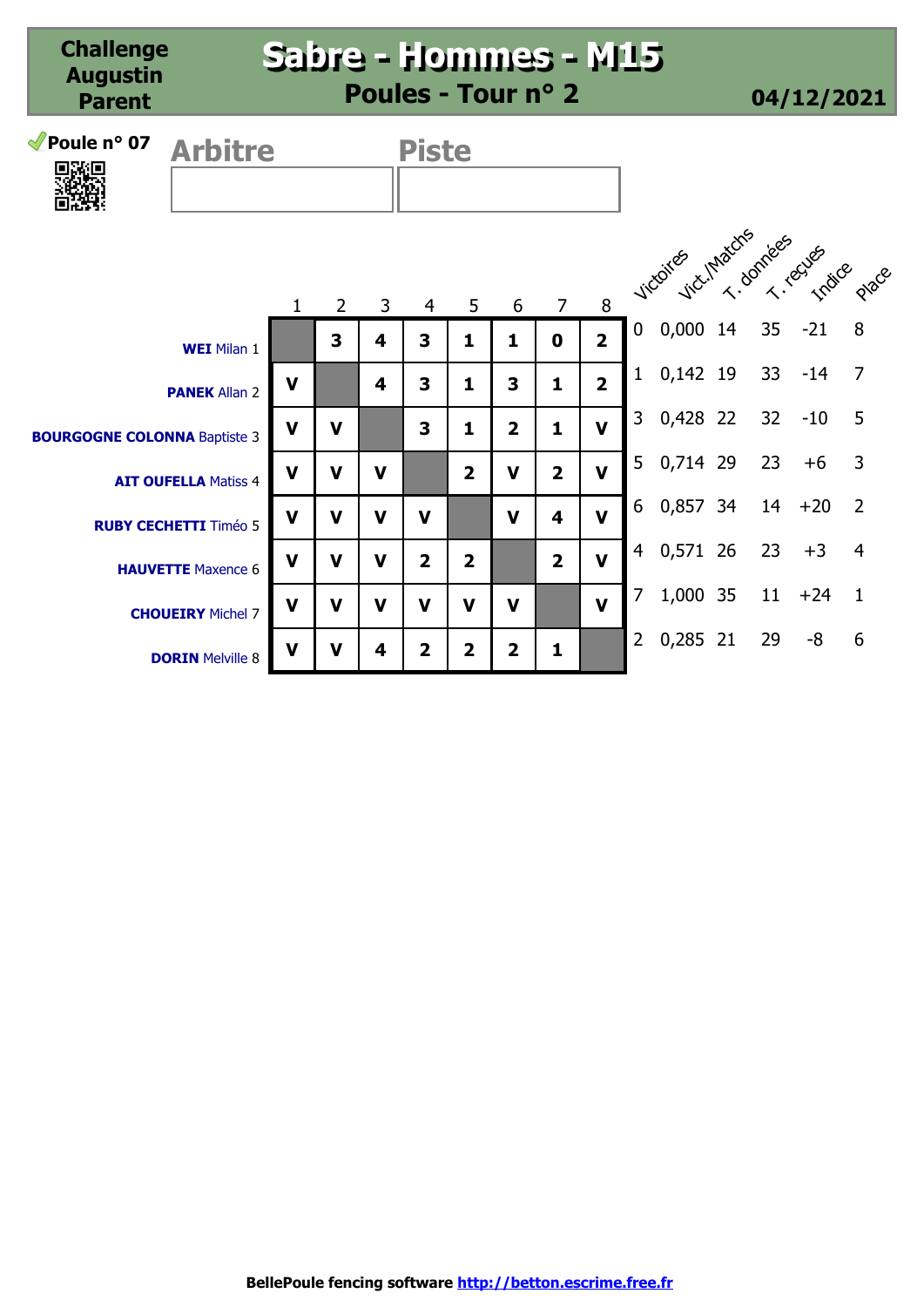**Challenge Augustin Parent**

# Sabre - Hommes - M15

## Poules - Tour n° 2

**04/12/2021**

**Poule n° 07**

Arbitre

Piste

| | 1 | 2 | 3 | 4 | 5 | 6 | 7 | 8 | Victoires | Vict./Matchs | T. données | T. reçues | Indice | Place |
|---|---|---|---|---|---|---|---|---|---|---|---|---|---|---|
| **WEI** Milan 1 | | 3 | 4 | 3 | 1 | 1 | 0 | 2 | 0 | 0,000 | 14 | 35 | -21 | 8 |
| **PANEK** Allan 2 | V | | 4 | 3 | 1 | 3 | 1 | 2 | 1 | 0,142 | 19 | 33 | -14 | 7 |
| **BOURGOGNE COLONNA** Baptiste 3 | V | V | | 3 | 1 | 2 | 1 | V | 3 | 0,428 | 22 | 32 | -10 | 5 |
| **AIT OUFELLA** Matiss 4 | V | V | V | | 2 | V | 2 | V | 5 | 0,714 | 29 | 23 | +6 | 3 |
| **RUBY CECHETTI** Timéo 5 | V | V | V | V | | V | 4 | V | 6 | 0,857 | 34 | 14 | +20 | 2 |
| **HAUVETTE** Maxence 6 | V | V | V | 2 | 2 | | 2 | V | 4 | 0,571 | 26 | 23 | +3 | 4 |
| **CHOUEIRY** Michel 7 | V | V | V | V | V | V | | V | 7 | 1,000 | 35 | 11 | +24 | 1 |
| **DORIN** Melville 8 | V | V | 4 | 2 | 2 | 2 | 1 | | 2 | 0,285 | 21 | 29 | -8 | 6 |

**BellePoule fencing software** http://betton.escrime.free.fr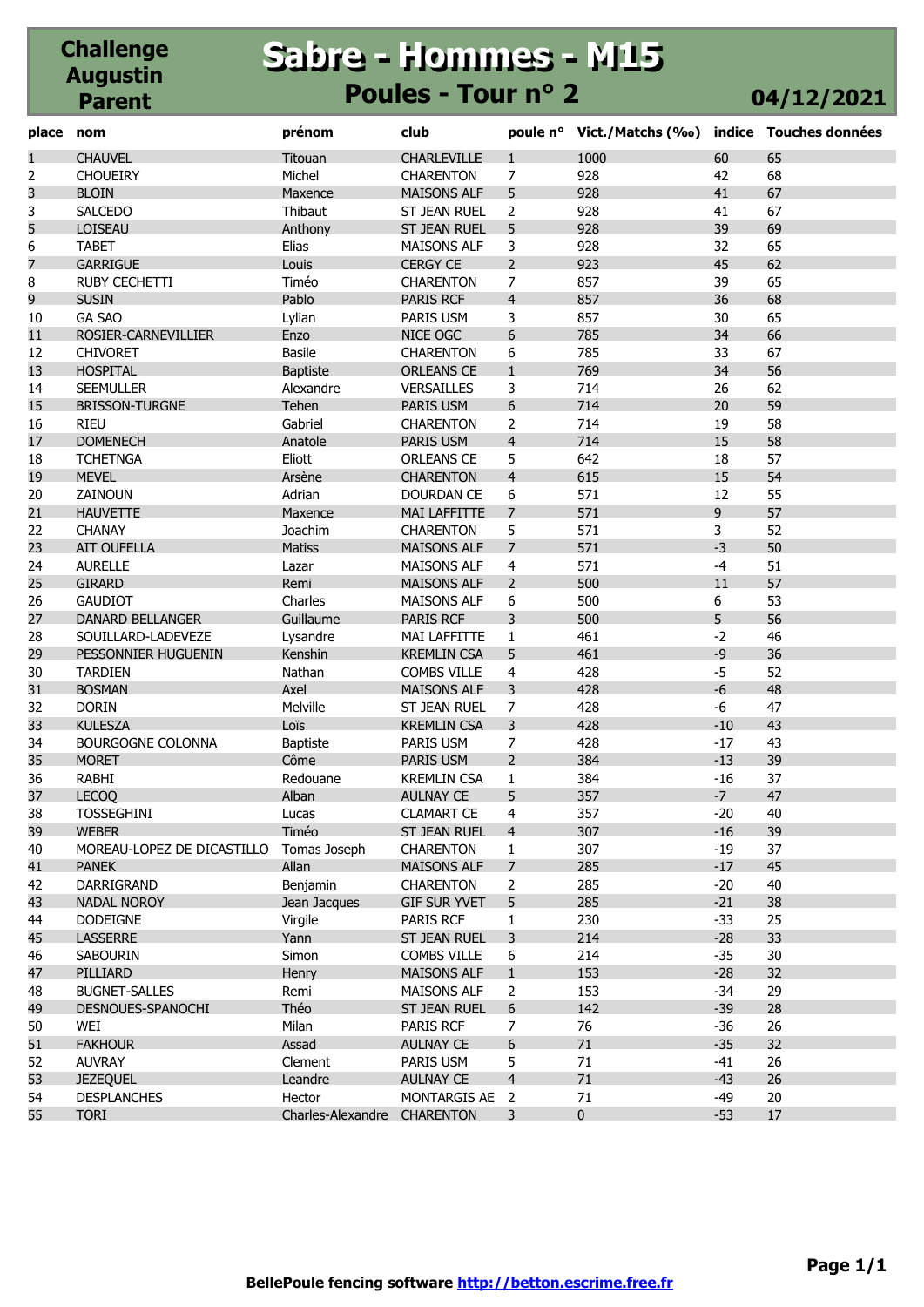# Challenge Augustin Parent

# Sabre - Hommes - M15

## Poules - Tour n° 2

**04/12/2021**

| place | nom | prénom | club | poule n° | Vict./Matchs (‰) | indice | Touches données |
|---|---|---|---|---|---|---|---|
| 1 | CHAUVEL | Titouan | CHARLEVILLE | 1 | 1000 | 60 | 65 |
| 2 | CHOUEIRY | Michel | CHARENTON | 7 | 928 | 42 | 68 |
| 3 | BLOIN | Maxence | MAISONS ALF | 5 | 928 | 41 | 67 |
| 3 | SALCEDO | Thibaut | ST JEAN RUEL | 2 | 928 | 41 | 67 |
| 5 | LOISEAU | Anthony | ST JEAN RUEL | 5 | 928 | 39 | 69 |
| 6 | TABET | Elias | MAISONS ALF | 3 | 928 | 32 | 65 |
| 7 | GARRIGUE | Louis | CERGY CE | 2 | 923 | 45 | 62 |
| 8 | RUBY CECHETTI | Timéo | CHARENTON | 7 | 857 | 39 | 65 |
| 9 | SUSIN | Pablo | PARIS RCF | 4 | 857 | 36 | 68 |
| 10 | GA SAO | Lylian | PARIS USM | 3 | 857 | 30 | 65 |
| 11 | ROSIER-CARNEVILLIER | Enzo | NICE OGC | 6 | 785 | 34 | 66 |
| 12 | CHIVORET | Basile | CHARENTON | 6 | 785 | 33 | 67 |
| 13 | HOSPITAL | Baptiste | ORLEANS CE | 1 | 769 | 34 | 56 |
| 14 | SEEMULLER | Alexandre | VERSAILLES | 3 | 714 | 26 | 62 |
| 15 | BRISSON-TURGNE | Tehen | PARIS USM | 6 | 714 | 20 | 59 |
| 16 | RIEU | Gabriel | CHARENTON | 2 | 714 | 19 | 58 |
| 17 | DOMENECH | Anatole | PARIS USM | 4 | 714 | 15 | 58 |
| 18 | TCHETNGA | Eliott | ORLEANS CE | 5 | 642 | 18 | 57 |
| 19 | MEVEL | Arsène | CHARENTON | 4 | 615 | 15 | 54 |
| 20 | ZAINOUN | Adrian | DOURDAN CE | 6 | 571 | 12 | 55 |
| 21 | HAUVETTE | Maxence | MAI LAFFITTE | 7 | 571 | 9 | 57 |
| 22 | CHANAY | Joachim | CHARENTON | 5 | 571 | 3 | 52 |
| 23 | AIT OUFELLA | Matiss | MAISONS ALF | 7 | 571 | -3 | 50 |
| 24 | AURELLE | Lazar | MAISONS ALF | 4 | 571 | -4 | 51 |
| 25 | GIRARD | Remi | MAISONS ALF | 2 | 500 | 11 | 57 |
| 26 | GAUDIOT | Charles | MAISONS ALF | 6 | 500 | 6 | 53 |
| 27 | DANARD BELLANGER | Guillaume | PARIS RCF | 3 | 500 | 5 | 56 |
| 28 | SOUILLARD-LADEVEZE | Lysandre | MAI LAFFITTE | 1 | 461 | -2 | 46 |
| 29 | PESSONNIER HUGUENIN | Kenshin | KREMLIN CSA | 5 | 461 | -9 | 36 |
| 30 | TARDIEN | Nathan | COMBS VILLE | 4 | 428 | -5 | 52 |
| 31 | BOSMAN | Axel | MAISONS ALF | 3 | 428 | -6 | 48 |
| 32 | DORIN | Melville | ST JEAN RUEL | 7 | 428 | -6 | 47 |
| 33 | KULESZA | Loïs | KREMLIN CSA | 3 | 428 | -10 | 43 |
| 34 | BOURGOGNE COLONNA | Baptiste | PARIS USM | 7 | 428 | -17 | 43 |
| 35 | MORET | Côme | PARIS USM | 2 | 384 | -13 | 39 |
| 36 | RABHI | Redouane | KREMLIN CSA | 1 | 384 | -16 | 37 |
| 37 | LECOQ | Alban | AULNAY CE | 5 | 357 | -7 | 47 |
| 38 | TOSSEGHINI | Lucas | CLAMART CE | 4 | 357 | -20 | 40 |
| 39 | WEBER | Timéo | ST JEAN RUEL | 4 | 307 | -16 | 39 |
| 40 | MOREAU-LOPEZ DE DICASTILLO | Tomas Joseph | CHARENTON | 1 | 307 | -19 | 37 |
| 41 | PANEK | Allan | MAISONS ALF | 7 | 285 | -17 | 45 |
| 42 | DARRIGRAND | Benjamin | CHARENTON | 2 | 285 | -20 | 40 |
| 43 | NADAL NOROY | Jean Jacques | GIF SUR YVET | 5 | 285 | -21 | 38 |
| 44 | DODEIGNE | Virgile | PARIS RCF | 1 | 230 | -33 | 25 |
| 45 | LASSERRE | Yann | ST JEAN RUEL | 3 | 214 | -28 | 33 |
| 46 | SABOURIN | Simon | COMBS VILLE | 6 | 214 | -35 | 30 |
| 47 | PILLIARD | Henry | MAISONS ALF | 1 | 153 | -28 | 32 |
| 48 | BUGNET-SALLES | Remi | MAISONS ALF | 2 | 153 | -34 | 29 |
| 49 | DESNOUES-SPANOCHI | Théo | ST JEAN RUEL | 6 | 142 | -39 | 28 |
| 50 | WEI | Milan | PARIS RCF | 7 | 76 | -36 | 26 |
| 51 | FAKHOUR | Assad | AULNAY CE | 6 | 71 | -35 | 32 |
| 52 | AUVRAY | Clement | PARIS USM | 5 | 71 | -41 | 26 |
| 53 | JEZEQUEL | Leandre | AULNAY CE | 4 | 71 | -43 | 26 |
| 54 | DESPLANCHES | Hector | MONTARGIS AE | 2 | 71 | -49 | 20 |
| 55 | TORI | Charles-Alexandre | CHARENTON | 3 | 0 | -53 | 17 |

**BellePoule fencing software http://betton.escrime.free.fr**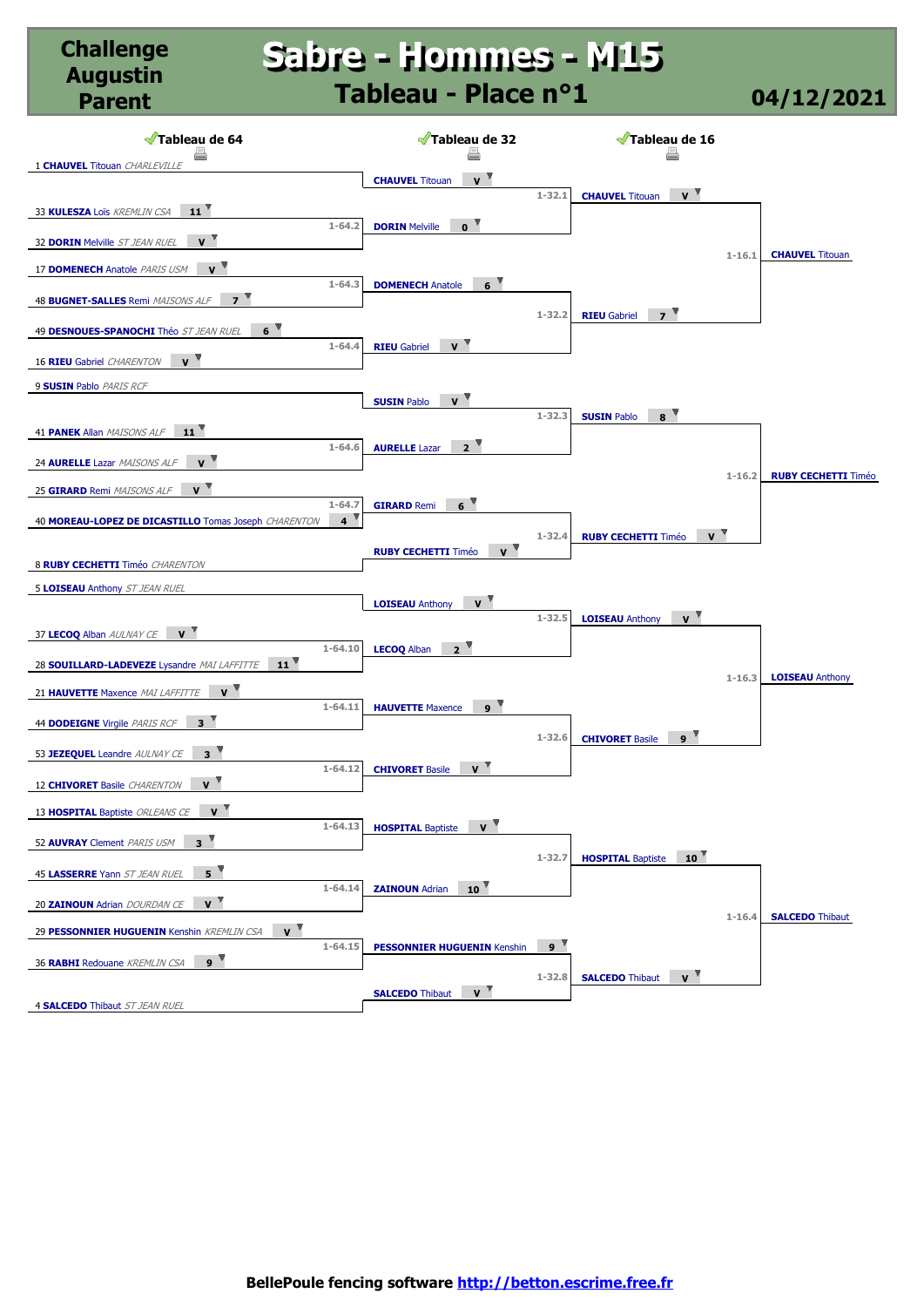# Challenge Augustin Parent

# Sabre - Hommes - M15

## Tableau - Place n°1

**04/12/2021**

### Tableau de 64

| Match | Tireur | Score |
|---|---|---|
| | 1 **CHAUVEL** Titouan *CHARLEVILLE* | |
| 1-64.2 | 33 **KULESZA** Lois *KREMLIN CSA* | 11 |
| | 32 **DORIN** Melville *ST JEAN RUEL* | V |
| 1-64.3 | 17 **DOMENECH** Anatole *PARIS USM* | V |
| | 48 **BUGNET-SALLES** Remi *MAISONS ALF* | 7 |
| 1-64.4 | 49 **DESNOUES-SPANOCHI** Théo *ST JEAN RUEL* | 6 |
| | 16 **RIEU** Gabriel *CHARENTON* | V |
| | 9 **SUSIN** Pablo *PARIS RCF* | |
| 1-64.6 | 41 **PANEK** Allan *MAISONS ALF* | 11 |
| | 24 **AURELLE** Lazar *MAISONS ALF* | V |
| 1-64.7 | 25 **GIRARD** Remi *MAISONS ALF* | V |
| | 40 **MOREAU-LOPEZ DE DICASTILLO** Tomas Joseph *CHARENTON* | 4 |
| | 8 **RUBY CECHETTI** Timéo *CHARENTON* | |
| | 5 **LOISEAU** Anthony *ST JEAN RUEL* | |
| 1-64.10 | 37 **LECOQ** Alban *AULNAY CE* | V |
| | 28 **SOUILLARD-LADEVEZE** Lysandre *MAI LAFFITTE* | 11 |
| 1-64.11 | 21 **HAUVETTE** Maxence *MAI LAFFITTE* | V |
| | 44 **DODEIGNE** Virgile *PARIS RCF* | 3 |
| 1-64.12 | 53 **JEZEQUEL** Leandre *AULNAY CE* | 3 |
| | 12 **CHIVORET** Basile *CHARENTON* | V |
| 1-64.13 | 13 **HOSPITAL** Baptiste *ORLEANS CE* | V |
| | 52 **AUVRAY** Clement *PARIS USM* | 3 |
| 1-64.14 | 45 **LASSERRE** Yann *ST JEAN RUEL* | 5 |
| | 20 **ZAINOUN** Adrian *DOURDAN CE* | V |
| 1-64.15 | 29 **PESSONNIER HUGUENIN** Kenshin *KREMLIN CSA* | V |
| | 36 **RABHI** Redouane *KREMLIN CSA* | 9 |
| | 4 **SALCEDO** Thibaut *ST JEAN RUEL* | |

### Tableau de 32

| Match | Tireur | Score |
|---|---|---|
| 1-32.1 | **CHAUVEL** Titouan | V |
| | **DORIN** Melville | 0 |
| 1-32.2 | **DOMENECH** Anatole | 6 |
| | **RIEU** Gabriel | V |
| 1-32.3 | **SUSIN** Pablo | V |
| | **AURELLE** Lazar | 2 |
| 1-32.4 | **GIRARD** Remi | 6 |
| | **RUBY CECHETTI** Timéo | V |
| 1-32.5 | **LOISEAU** Anthony | V |
| | **LECOQ** Alban | 2 |
| 1-32.6 | **HAUVETTE** Maxence | 9 |
| | **CHIVORET** Basile | V |
| 1-32.7 | **HOSPITAL** Baptiste | V |
| | **ZAINOUN** Adrian | 10 |
| 1-32.8 | **PESSONNIER HUGUENIN** Kenshin | 9 |
| | **SALCEDO** Thibaut | V |

### Tableau de 16

| Match | Tireur | Score |
|---|---|---|
| 1-16.1 | **CHAUVEL** Titouan | V |
| | **RIEU** Gabriel | 7 |
| 1-16.2 | **SUSIN** Pablo | 8 |
| | **RUBY CECHETTI** Timéo | V |
| 1-16.3 | **LOISEAU** Anthony | V |
| | **CHIVORET** Basile | 9 |
| 1-16.4 | **HOSPITAL** Baptiste | 10 |
| | **SALCEDO** Thibaut | V |

### Qualifiés

- **CHAUVEL** Titouan
- **RUBY CECHETTI** Timéo
- **LOISEAU** Anthony
- **SALCEDO** Thibaut

BellePoule fencing software http://betton.escrime.free.fr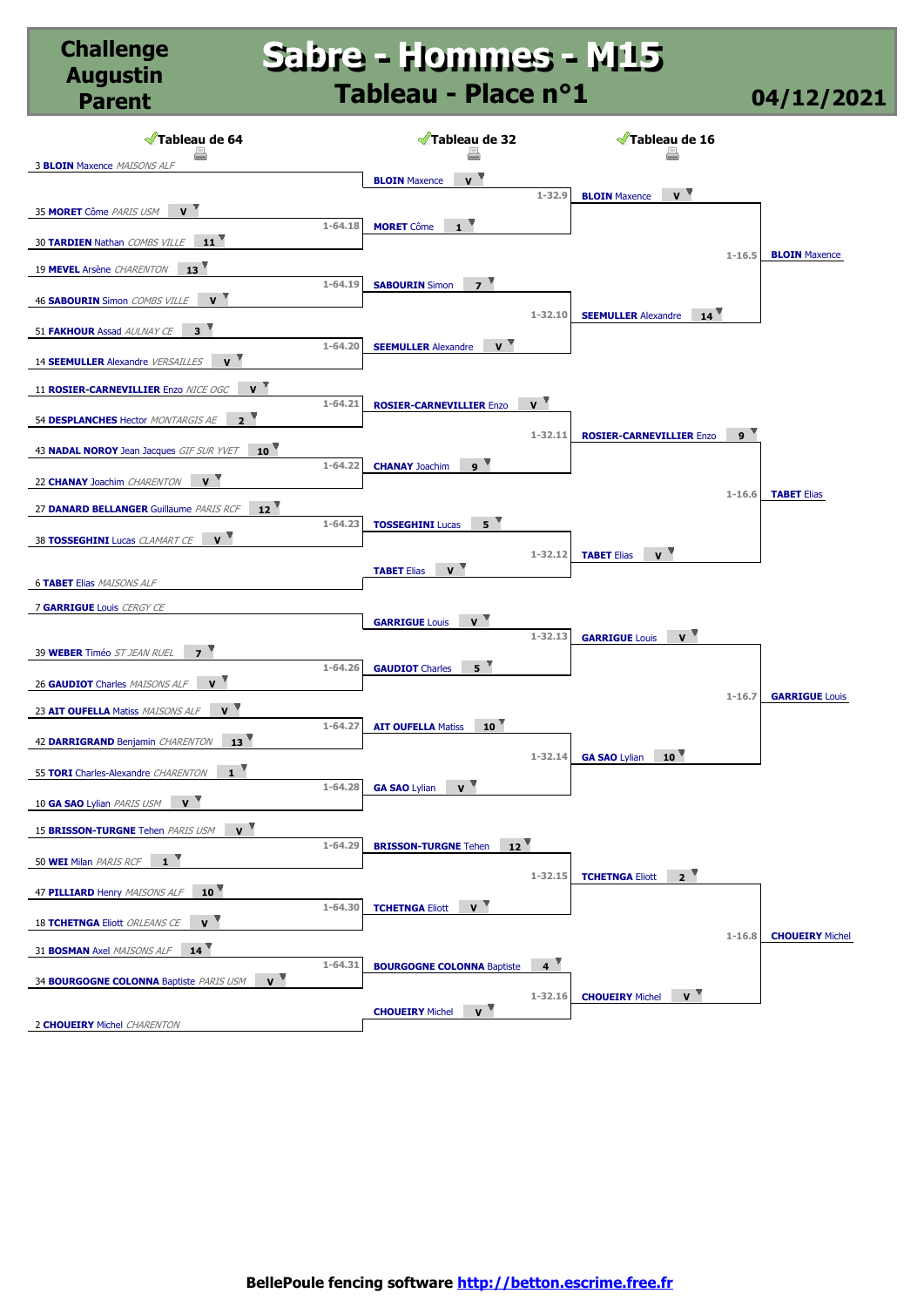# Challenge Augustin Parent

# Sabre - Hommes - M15

## Tableau - Place n°1

04/12/2021

### Tableau de 64

| Match | Tireur | Score |
|---|---|---|
| | 3 **BLOIN** Maxence *MAISONS ALF* | |
| 1-64.18 | 35 **MORET** Côme *PARIS USM* | V |
| | 30 **TARDIEN** Nathan *COMBS VILLE* | 11 |
| 1-64.19 | 19 **MEVEL** Arsène *CHARENTON* | 13 |
| | 46 **SABOURIN** Simon *COMBS VILLE* | V |
| 1-64.20 | 51 **FAKHOUR** Assad *AULNAY CE* | 3 |
| | 14 **SEEMULLER** Alexandre *VERSAILLES* | V |
| 1-64.21 | 11 **ROSIER-CARNEVILLIER** Enzo *NICE OGC* | V |
| | 54 **DESPLANCHES** Hector *MONTARGIS AE* | 2 |
| 1-64.22 | 43 **NADAL NOROY** Jean Jacques *GIF SUR YVET* | 10 |
| | 22 **CHANAY** Joachim *CHARENTON* | V |
| 1-64.23 | 27 **DANARD BELLANGER** Guillaume *PARIS RCF* | 12 |
| | 38 **TOSSEGHINI** Lucas *CLAMART CE* | V |
| | 6 **TABET** Elias *MAISONS ALF* | |
| | 7 **GARRIGUE** Louis *CERGY CE* | |
| 1-64.26 | 39 **WEBER** Timéo *ST JEAN RUEL* | 7 |
| | 26 **GAUDIOT** Charles *MAISONS ALF* | V |
| 1-64.27 | 23 **AIT OUFELLA** Matiss *MAISONS ALF* | V |
| | 42 **DARRIGRAND** Benjamin *CHARENTON* | 13 |
| 1-64.28 | 55 **TORI** Charles-Alexandre *CHARENTON* | 1 |
| | 10 **GA SAO** Lylian *PARIS USM* | V |
| 1-64.29 | 15 **BRISSON-TURGNE** Tehen *PARIS USM* | V |
| | 50 **WEI** Milan *PARIS RCF* | 1 |
| 1-64.30 | 47 **PILLIARD** Henry *MAISONS ALF* | 10 |
| | 18 **TCHETNGA** Eliott *ORLEANS CE* | V |
| 1-64.31 | 31 **BOSMAN** Axel *MAISONS ALF* | 14 |
| | 34 **BOURGOGNE COLONNA** Baptiste *PARIS USM* | V |
| | 2 **CHOUEIRY** Michel *CHARENTON* | |

### Tableau de 32

| Match | Tireur | Score |
|---|---|---|
| 1-32.9 | **BLOIN** Maxence | V |
| | **MORET** Côme | 1 |
| 1-32.10 | **SABOURIN** Simon | 7 |
| | **SEEMULLER** Alexandre | V |
| 1-32.11 | **ROSIER-CARNEVILLIER** Enzo | V |
| | **CHANAY** Joachim | 9 |
| 1-32.12 | **TOSSEGHINI** Lucas | 5 |
| | **TABET** Elias | V |
| 1-32.13 | **GARRIGUE** Louis | V |
| | **GAUDIOT** Charles | 5 |
| 1-32.14 | **AIT OUFELLA** Matiss | 10 |
| | **GA SAO** Lylian | V |
| 1-32.15 | **BRISSON-TURGNE** Tehen | 12 |
| | **TCHETNGA** Eliott | V |
| 1-32.16 | **BOURGOGNE COLONNA** Baptiste | 4 |
| | **CHOUEIRY** Michel | V |

### Tableau de 16

| Match | Tireur | Score | Vainqueur |
|---|---|---|---|
| 1-16.5 | **BLOIN** Maxence | V | **BLOIN** Maxence |
| | **SEEMULLER** Alexandre | 14 | |
| 1-16.6 | **ROSIER-CARNEVILLIER** Enzo | 9 | **TABET** Elias |
| | **TABET** Elias | V | |
| 1-16.7 | **GARRIGUE** Louis | V | **GARRIGUE** Louis |
| | **GA SAO** Lylian | 10 | |
| 1-16.8 | **TCHETNGA** Eliott | 2 | **CHOUEIRY** Michel |
| | **CHOUEIRY** Michel | V | |

BellePoule fencing software http://betton.escrime.free.fr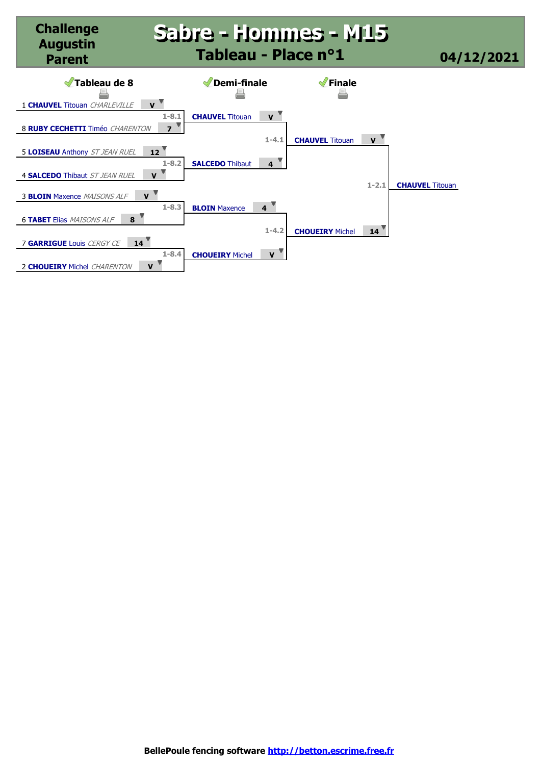# Challenge Augustin Parent

# Sabre - Hommes - M15

## Tableau - Place n°1

04/12/2021

### Tableau de 8

| Match | Tireur | Club | Score |
|---|---|---|---|
| 1-8.1 | 1 **CHAUVEL** Titouan | *CHARLEVILLE* | V |
| | 8 **RUBY CECHETTI** Timéo | *CHARENTON* | 7 |
| 1-8.2 | 5 **LOISEAU** Anthony | *ST JEAN RUEL* | 12 |
| | 4 **SALCEDO** Thibaut | *ST JEAN RUEL* | V |
| 1-8.3 | 3 **BLOIN** Maxence | *MAISONS ALF* | V |
| | 6 **TABET** Elias | *MAISONS ALF* | 8 |
| 1-8.4 | 7 **GARRIGUE** Louis | *CERGY CE* | 14 |
| | 2 **CHOUEIRY** Michel | *CHARENTON* | V |

### Demi-finale

| Match | Tireur | Score |
|---|---|---|
| 1-4.1 | **CHAUVEL** Titouan | V |
| | **SALCEDO** Thibaut | 4 |
| 1-4.2 | **BLOIN** Maxence | 4 |
| | **CHOUEIRY** Michel | V |

### Finale

| Match | Tireur | Score |
|---|---|---|
| 1-2.1 | **CHAUVEL** Titouan | V |
| | **CHOUEIRY** Michel | 14 |

Vainqueur : **CHAUVEL** Titouan

BellePoule fencing software http://betton.escrime.free.fr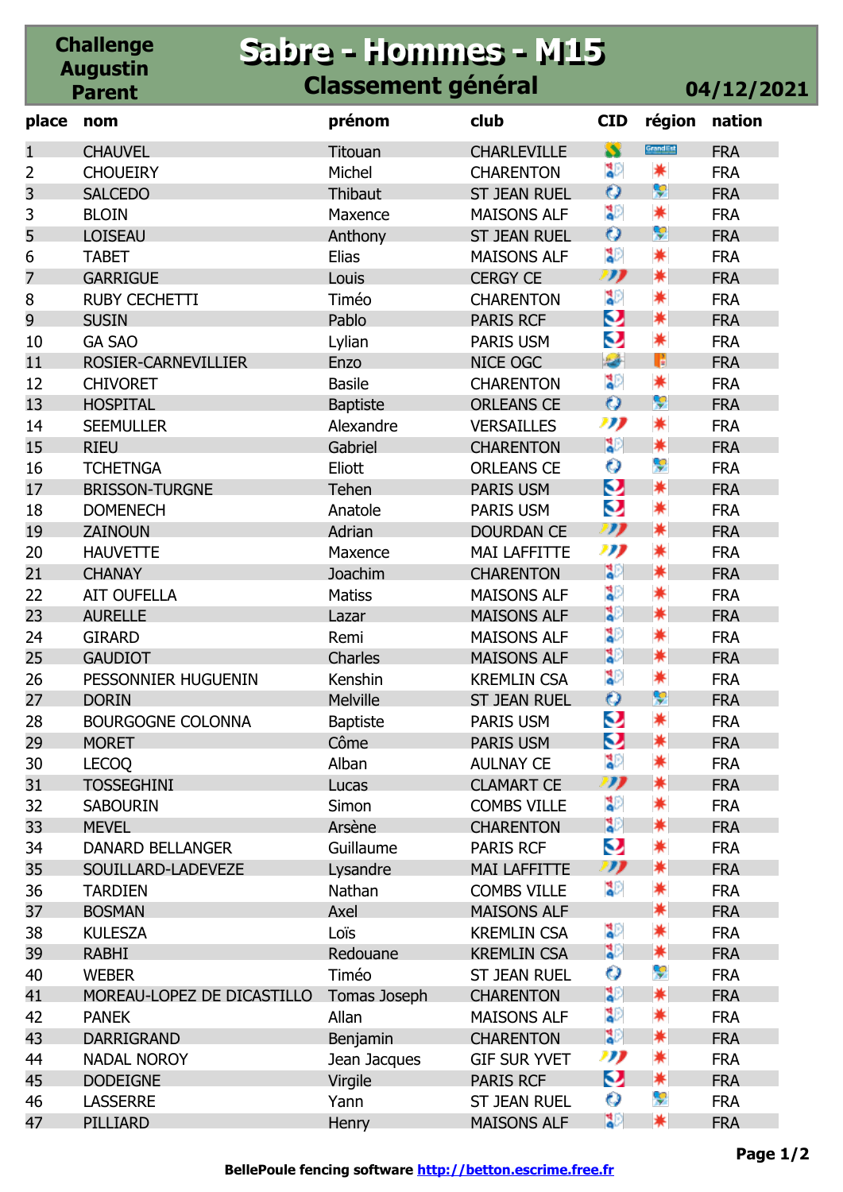# Challenge Augustin Parent

## Sabre - Hommes - M15

### Classement général

04/12/2021

| place | nom | prénom | club | CID | région | nation |
|---|---|---|---|---|---|---|
| 1 | CHAUVEL | Titouan | CHARLEVILLE | | | FRA |
| 2 | CHOUEIRY | Michel | CHARENTON | | | FRA |
| 3 | SALCEDO | Thibaut | ST JEAN RUEL | | | FRA |
| 3 | BLOIN | Maxence | MAISONS ALF | | | FRA |
| 5 | LOISEAU | Anthony | ST JEAN RUEL | | | FRA |
| 6 | TABET | Elias | MAISONS ALF | | | FRA |
| 7 | GARRIGUE | Louis | CERGY CE | | | FRA |
| 8 | RUBY CECHETTI | Timéo | CHARENTON | | | FRA |
| 9 | SUSIN | Pablo | PARIS RCF | | | FRA |
| 10 | GA SAO | Lylian | PARIS USM | | | FRA |
| 11 | ROSIER-CARNEVILLIER | Enzo | NICE OGC | | | FRA |
| 12 | CHIVORET | Basile | CHARENTON | | | FRA |
| 13 | HOSPITAL | Baptiste | ORLEANS CE | | | FRA |
| 14 | SEEMULLER | Alexandre | VERSAILLES | | | FRA |
| 15 | RIEU | Gabriel | CHARENTON | | | FRA |
| 16 | TCHETNGA | Eliott | ORLEANS CE | | | FRA |
| 17 | BRISSON-TURGNE | Tehen | PARIS USM | | | FRA |
| 18 | DOMENECH | Anatole | PARIS USM | | | FRA |
| 19 | ZAINOUN | Adrian | DOURDAN CE | | | FRA |
| 20 | HAUVETTE | Maxence | MAI LAFFITTE | | | FRA |
| 21 | CHANAY | Joachim | CHARENTON | | | FRA |
| 22 | AIT OUFELLA | Matiss | MAISONS ALF | | | FRA |
| 23 | AURELLE | Lazar | MAISONS ALF | | | FRA |
| 24 | GIRARD | Remi | MAISONS ALF | | | FRA |
| 25 | GAUDIOT | Charles | MAISONS ALF | | | FRA |
| 26 | PESSONNIER HUGUENIN | Kenshin | KREMLIN CSA | | | FRA |
| 27 | DORIN | Melville | ST JEAN RUEL | | | FRA |
| 28 | BOURGOGNE COLONNA | Baptiste | PARIS USM | | | FRA |
| 29 | MORET | Côme | PARIS USM | | | FRA |
| 30 | LECOQ | Alban | AULNAY CE | | | FRA |
| 31 | TOSSEGHINI | Lucas | CLAMART CE | | | FRA |
| 32 | SABOURIN | Simon | COMBS VILLE | | | FRA |
| 33 | MEVEL | Arsène | CHARENTON | | | FRA |
| 34 | DANARD BELLANGER | Guillaume | PARIS RCF | | | FRA |
| 35 | SOUILLARD-LADEVEZE | Lysandre | MAI LAFFITTE | | | FRA |
| 36 | TARDIEN | Nathan | COMBS VILLE | | | FRA |
| 37 | BOSMAN | Axel | MAISONS ALF | | | FRA |
| 38 | KULESZA | Loïs | KREMLIN CSA | | | FRA |
| 39 | RABHI | Redouane | KREMLIN CSA | | | FRA |
| 40 | WEBER | Timéo | ST JEAN RUEL | | | FRA |
| 41 | MOREAU-LOPEZ DE DICASTILLO | Tomas Joseph | CHARENTON | | | FRA |
| 42 | PANEK | Allan | MAISONS ALF | | | FRA |
| 43 | DARRIGRAND | Benjamin | CHARENTON | | | FRA |
| 44 | NADAL NOROY | Jean Jacques | GIF SUR YVET | | | FRA |
| 45 | DODEIGNE | Virgile | PARIS RCF | | | FRA |
| 46 | LASSERRE | Yann | ST JEAN RUEL | | | FRA |
| 47 | PILLIARD | Henry | MAISONS ALF | | | FRA |

BellePoule fencing software http://betton.escrime.free.fr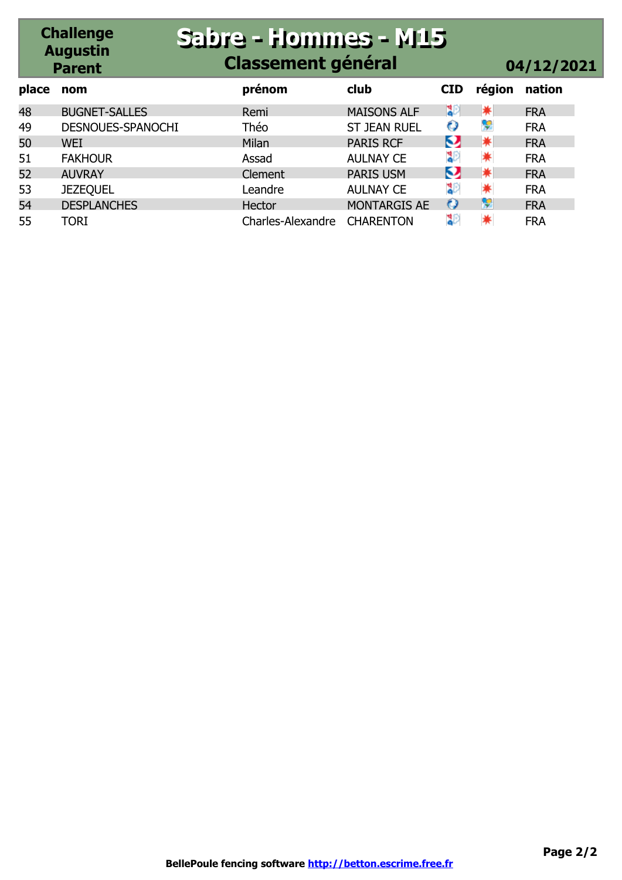**Challenge Augustin Parent**

# Sabre - Hommes - M15

## Classement général

**04/12/2021**

| place | nom | prénom | club | CID | région | nation |
|---|---|---|---|---|---|---|
| 48 | BUGNET-SALLES | Remi | MAISONS ALF | | | FRA |
| 49 | DESNOUES-SPANOCHI | Théo | ST JEAN RUEL | | | FRA |
| 50 | WEI | Milan | PARIS RCF | | | FRA |
| 51 | FAKHOUR | Assad | AULNAY CE | | | FRA |
| 52 | AUVRAY | Clement | PARIS USM | | | FRA |
| 53 | JEZEQUEL | Leandre | AULNAY CE | | | FRA |
| 54 | DESPLANCHES | Hector | MONTARGIS AE | | | FRA |
| 55 | TORI | Charles-Alexandre | CHARENTON | | | FRA |

**BellePoule fencing software http://betton.escrime.free.fr**